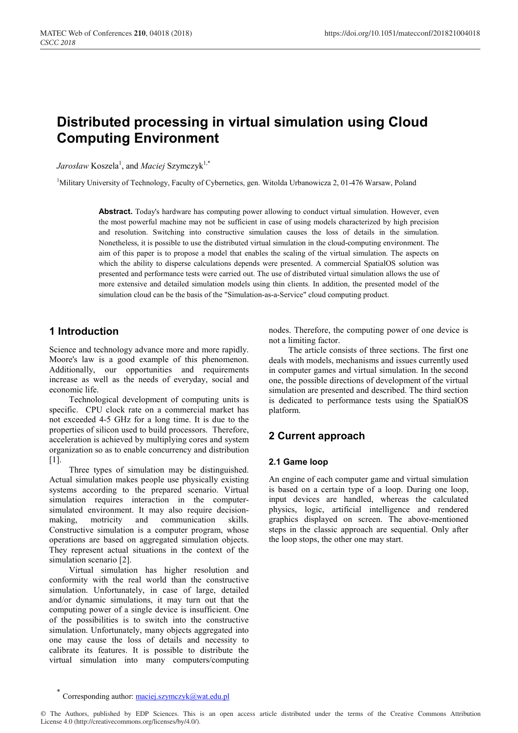# Distributed processing in virtual simulation using Cloud Computing Environment

*Jarosław* Koszela[1], and *Maciej* Szymczyk[1,*]

[1]Military University of Technology, Faculty of Cybernetics, gen. Witolda Urbanowicza 2, 01-476 Warsaw, Poland

**Abstract.** Today's hardware has computing power allowing to conduct virtual simulation. However, even the most powerful machine may not be sufficient in case of using models characterized by high precision and resolution. Switching into constructive simulation causes the loss of details in the simulation. Nonetheless, it is possible to use the distributed virtual simulation in the cloud-computing environment. The aim of this paper is to propose a model that enables the scaling of the virtual simulation. The aspects on which the ability to disperse calculations depends were presented. A commercial SpatialOS solution was presented and performance tests were carried out. The use of distributed virtual simulation allows the use of more extensive and detailed simulation models using thin clients. In addition, the presented model of the simulation cloud can be the basis of the "Simulation-as-a-Service" cloud computing product.

## 1 Introduction

Science and technology advance more and more rapidly. Moore's law is a good example of this phenomenon. Additionally, our opportunities and requirements increase as well as the needs of everyday, social and economic life.

Technological development of computing units is specific. CPU clock rate on a commercial market has not exceeded 4-5 GHz for a long time. It is due to the properties of silicon used to build processors. Therefore, acceleration is achieved by multiplying cores and system organization so as to enable concurrency and distribution [1].

Three types of simulation may be distinguished. Actual simulation makes people use physically existing systems according to the prepared scenario. Virtual simulation requires interaction in the computer-simulated environment. It may also require decision-making, motricity and communication skills. Constructive simulation is a computer program, whose operations are based on aggregated simulation objects. They represent actual situations in the context of the simulation scenario [2].

Virtual simulation has higher resolution and conformity with the real world than the constructive simulation. Unfortunately, in case of large, detailed and/or dynamic simulations, it may turn out that the computing power of a single device is insufficient. One of the possibilities is to switch into the constructive simulation. Unfortunately, many objects aggregated into one may cause the loss of details and necessity to calibrate its features. It is possible to distribute the virtual simulation into many computers/computing nodes. Therefore, the computing power of one device is not a limiting factor.

The article consists of three sections. The first one deals with models, mechanisms and issues currently used in computer games and virtual simulation. In the second one, the possible directions of development of the virtual simulation are presented and described. The third section is dedicated to performance tests using the SpatialOS platform.

## 2 Current approach

### 2.1 Game loop

An engine of each computer game and virtual simulation is based on a certain type of a loop. During one loop, input devices are handled, whereas the calculated physics, logic, artificial intelligence and rendered graphics displayed on screen. The above-mentioned steps in the classic approach are sequential. Only after the loop stops, the other one may start.

* Corresponding author: maciej.szymczyk@wat.edu.pl

© The Authors, published by EDP Sciences. This is an open access article distributed under the terms of the Creative Commons Attribution License 4.0 (http://creativecommons.org/licenses/by/4.0/).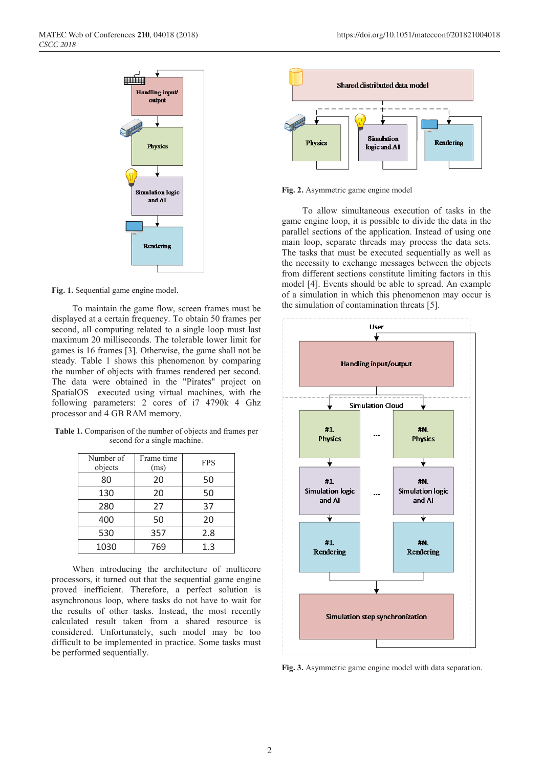Fig. 1. Sequential game engine model.

To maintain the game flow, screen frames must be displayed at a certain frequency. To obtain 50 frames per second, all computing related to a single loop must last maximum 20 milliseconds. The tolerable lower limit for games is 16 frames [3]. Otherwise, the game shall not be steady. Table 1 shows this phenomenon by comparing the number of objects with frames rendered per second. The data were obtained in the "Pirates" project on SpatialOS executed using virtual machines, with the following parameters: 2 cores of i7 4790k 4 Ghz processor and 4 GB RAM memory.

**Table 1.** Comparison of the number of objects and frames per second for a single machine.

| Number of objects | Frame time (ms) | FPS |
|---|---|---|
| 80 | 20 | 50 |
| 130 | 20 | 50 |
| 280 | 27 | 37 |
| 400 | 50 | 20 |
| 530 | 357 | 2.8 |
| 1030 | 769 | 1.3 |

When introducing the architecture of multicore processors, it turned out that the sequential game engine proved inefficient. Therefore, a perfect solution is asynchronous loop, where tasks do not have to wait for the results of other tasks. Instead, the most recently calculated result taken from a shared resource is considered. Unfortunately, such model may be too difficult to be implemented in practice. Some tasks must be performed sequentially.

Fig. 2. Asymmetric game engine model

To allow simultaneous execution of tasks in the game engine loop, it is possible to divide the data in the parallel sections of the application. Instead of using one main loop, separate threads may process the data sets. The tasks that must be executed sequentially as well as the necessity to exchange messages between the objects from different sections constitute limiting factors in this model [4]. Events should be able to spread. An example of a simulation in which this phenomenon may occur is the simulation of contamination threats [5].

Fig. 3. Asymmetric game engine model with data separation.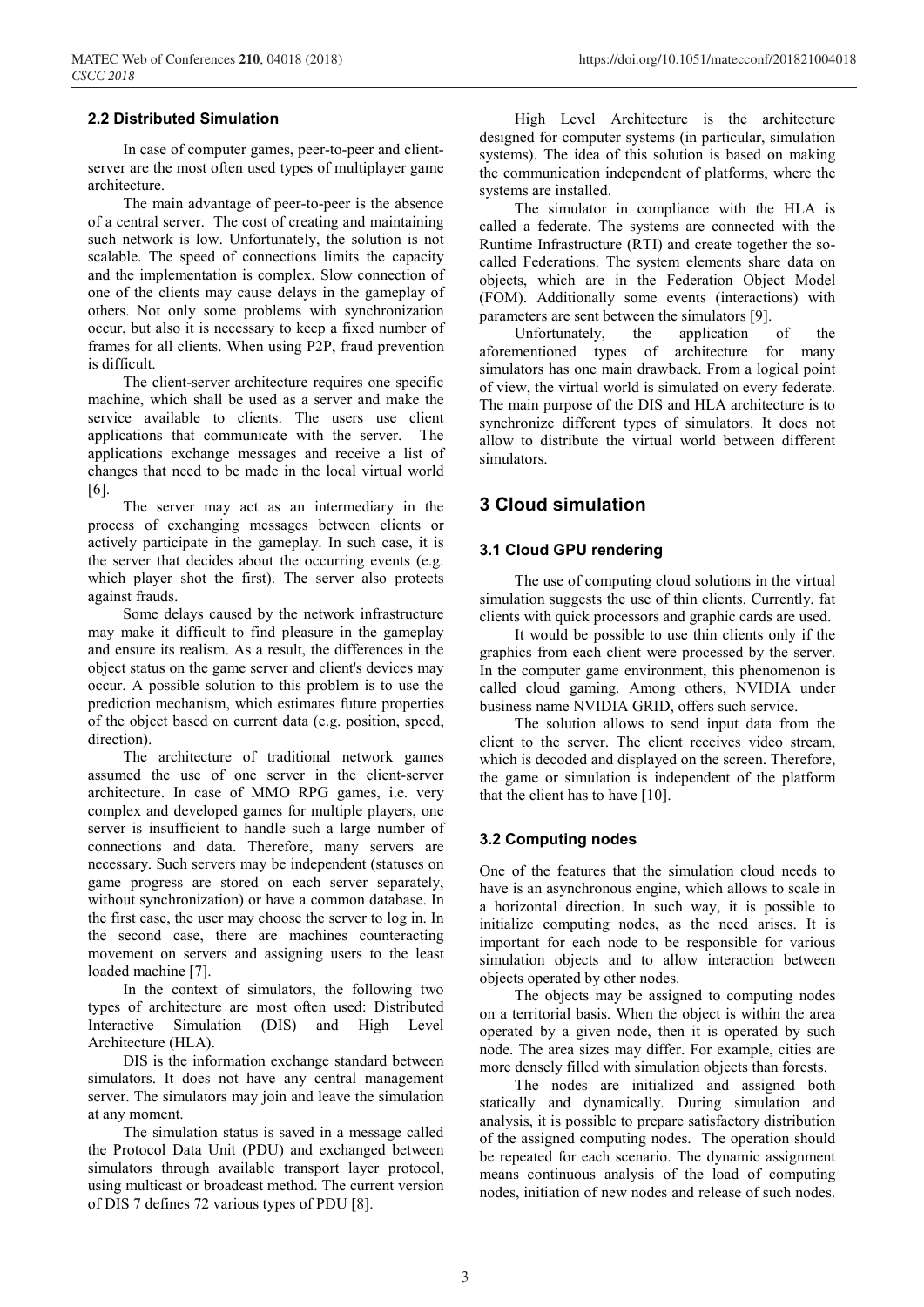### 2.2 Distributed Simulation

In case of computer games, peer-to-peer and client-server are the most often used types of multiplayer game architecture.

The main advantage of peer-to-peer is the absence of a central server. The cost of creating and maintaining such network is low. Unfortunately, the solution is not scalable. The speed of connections limits the capacity and the implementation is complex. Slow connection of one of the clients may cause delays in the gameplay of others. Not only some problems with synchronization occur, but also it is necessary to keep a fixed number of frames for all clients. When using P2P, fraud prevention is difficult.

The client-server architecture requires one specific machine, which shall be used as a server and make the service available to clients. The users use client applications that communicate with the server. The applications exchange messages and receive a list of changes that need to be made in the local virtual world [6].

The server may act as an intermediary in the process of exchanging messages between clients or actively participate in the gameplay. In such case, it is the server that decides about the occurring events (e.g. which player shot the first). The server also protects against frauds.

Some delays caused by the network infrastructure may make it difficult to find pleasure in the gameplay and ensure its realism. As a result, the differences in the object status on the game server and client's devices may occur. A possible solution to this problem is to use the prediction mechanism, which estimates future properties of the object based on current data (e.g. position, speed, direction).

The architecture of traditional network games assumed the use of one server in the client-server architecture. In case of MMO RPG games, i.e. very complex and developed games for multiple players, one server is insufficient to handle such a large number of connections and data. Therefore, many servers are necessary. Such servers may be independent (statuses on game progress are stored on each server separately, without synchronization) or have a common database. In the first case, the user may choose the server to log in. In the second case, there are machines counteracting movement on servers and assigning users to the least loaded machine [7].

In the context of simulators, the following two types of architecture are most often used: Distributed Interactive Simulation (DIS) and High Level Architecture (HLA).

DIS is the information exchange standard between simulators. It does not have any central management server. The simulators may join and leave the simulation at any moment.

The simulation status is saved in a message called the Protocol Data Unit (PDU) and exchanged between simulators through available transport layer protocol, using multicast or broadcast method. The current version of DIS 7 defines 72 various types of PDU [8].

High Level Architecture is the architecture designed for computer systems (in particular, simulation systems). The idea of this solution is based on making the communication independent of platforms, where the systems are installed.

The simulator in compliance with the HLA is called a federate. The systems are connected with the Runtime Infrastructure (RTI) and create together the so-called Federations. The system elements share data on objects, which are in the Federation Object Model (FOM). Additionally some events (interactions) with parameters are sent between the simulators [9].

Unfortunately, the application of the aforementioned types of architecture for many simulators has one main drawback. From a logical point of view, the virtual world is simulated on every federate. The main purpose of the DIS and HLA architecture is to synchronize different types of simulators. It does not allow to distribute the virtual world between different simulators.

## 3 Cloud simulation

### 3.1 Cloud GPU rendering

The use of computing cloud solutions in the virtual simulation suggests the use of thin clients. Currently, fat clients with quick processors and graphic cards are used.

It would be possible to use thin clients only if the graphics from each client were processed by the server. In the computer game environment, this phenomenon is called cloud gaming. Among others, NVIDIA under business name NVIDIA GRID, offers such service.

The solution allows to send input data from the client to the server. The client receives video stream, which is decoded and displayed on the screen. Therefore, the game or simulation is independent of the platform that the client has to have [10].

### 3.2 Computing nodes

One of the features that the simulation cloud needs to have is an asynchronous engine, which allows to scale in a horizontal direction. In such way, it is possible to initialize computing nodes, as the need arises. It is important for each node to be responsible for various simulation objects and to allow interaction between objects operated by other nodes.

The objects may be assigned to computing nodes on a territorial basis. When the object is within the area operated by a given node, then it is operated by such node. The area sizes may differ. For example, cities are more densely filled with simulation objects than forests.

The nodes are initialized and assigned both statically and dynamically. During simulation and analysis, it is possible to prepare satisfactory distribution of the assigned computing nodes. The operation should be repeated for each scenario. The dynamic assignment means continuous analysis of the load of computing nodes, initiation of new nodes and release of such nodes.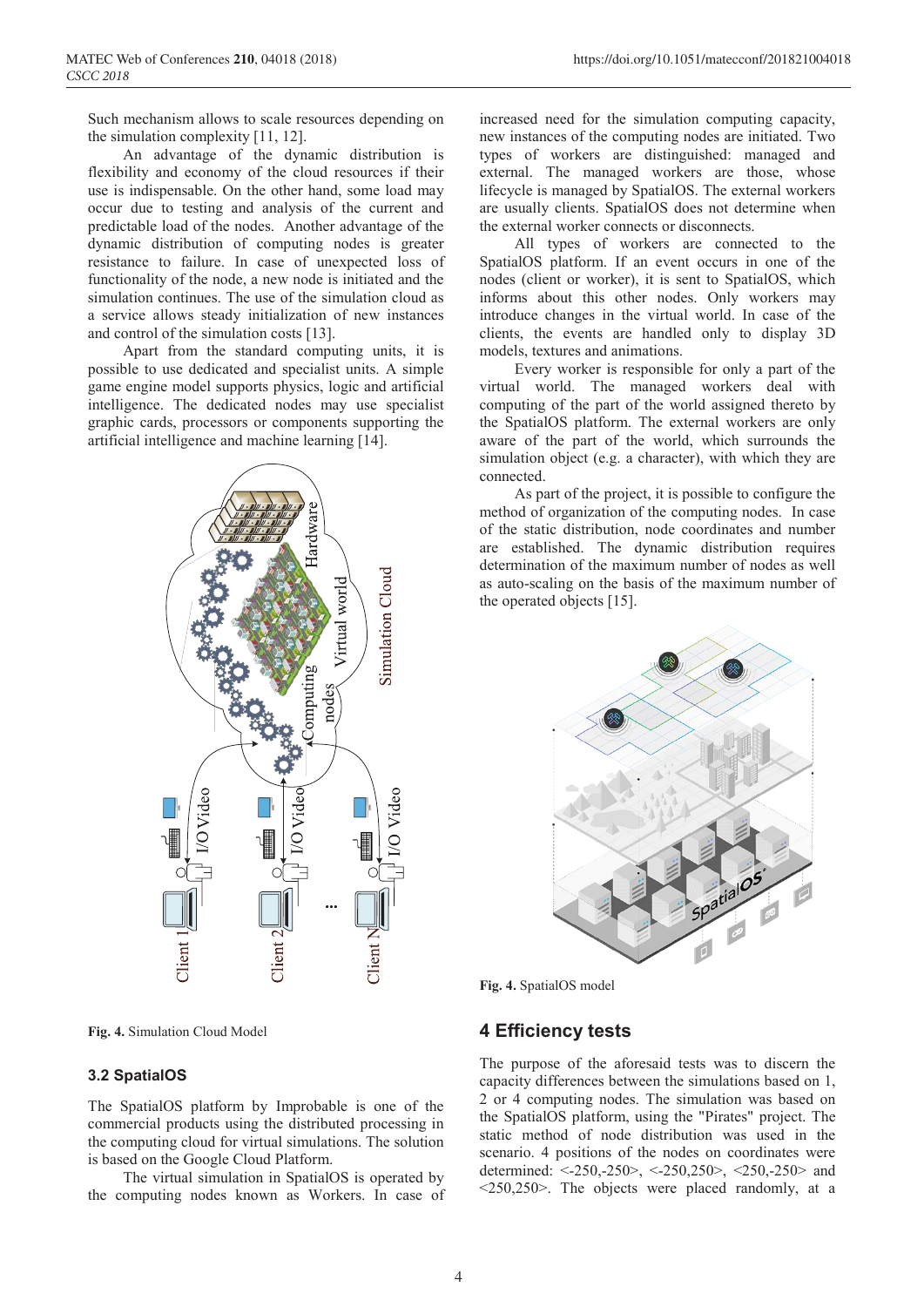Such mechanism allows to scale resources depending on the simulation complexity [11, 12].

An advantage of the dynamic distribution is flexibility and economy of the cloud resources if their use is indispensable. On the other hand, some load may occur due to testing and analysis of the current and predictable load of the nodes. Another advantage of the dynamic distribution of computing nodes is greater resistance to failure. In case of unexpected loss of functionality of the node, a new node is initiated and the simulation continues. The use of the simulation cloud as a service allows steady initialization of new instances and control of the simulation costs [13].

Apart from the standard computing units, it is possible to use dedicated and specialist units. A simple game engine model supports physics, logic and artificial intelligence. The dedicated nodes may use specialist graphic cards, processors or components supporting the artificial intelligence and machine learning [14].

Hardware

Virtual world

Computing nodes

Simulation Cloud

I/O Video

I/O Video

I/O Video

Client 1

Client 2

...

Client N

**Fig. 4.** Simulation Cloud Model

### 3.2 SpatialOS

The SpatialOS platform by Improbable is one of the commercial products using the distributed processing in the computing cloud for virtual simulations. The solution is based on the Google Cloud Platform.

The virtual simulation in SpatialOS is operated by the computing nodes known as Workers. In case of increased need for the simulation computing capacity, new instances of the computing nodes are initiated. Two types of workers are distinguished: managed and external. The managed workers are those, whose lifecycle is managed by SpatialOS. The external workers are usually clients. SpatialOS does not determine when the external worker connects or disconnects.

All types of workers are connected to the SpatialOS platform. If an event occurs in one of the nodes (client or worker), it is sent to SpatialOS, which informs about this other nodes. Only workers may introduce changes in the virtual world. In case of the clients, the events are handled only to display 3D models, textures and animations.

Every worker is responsible for only a part of the virtual world. The managed workers deal with computing of the part of the world assigned thereto by the SpatialOS platform. The external workers are only aware of the part of the world, which surrounds the simulation object (e.g. a character), with which they are connected.

As part of the project, it is possible to configure the method of organization of the computing nodes. In case of the static distribution, node coordinates and number are established. The dynamic distribution requires determination of the maximum number of nodes as well as auto-scaling on the basis of the maximum number of the operated objects [15].

SpatialOS

**Fig. 4.** SpatialOS model

## 4 Efficiency tests

The purpose of the aforesaid tests was to discern the capacity differences between the simulations based on 1, 2 or 4 computing nodes. The simulation was based on the SpatialOS platform, using the "Pirates" project. The static method of node distribution was used in the scenario. 4 positions of the nodes on coordinates were determined: <-250,-250>, <-250,250>, <250,-250> and <250,250>. The objects were placed randomly, at a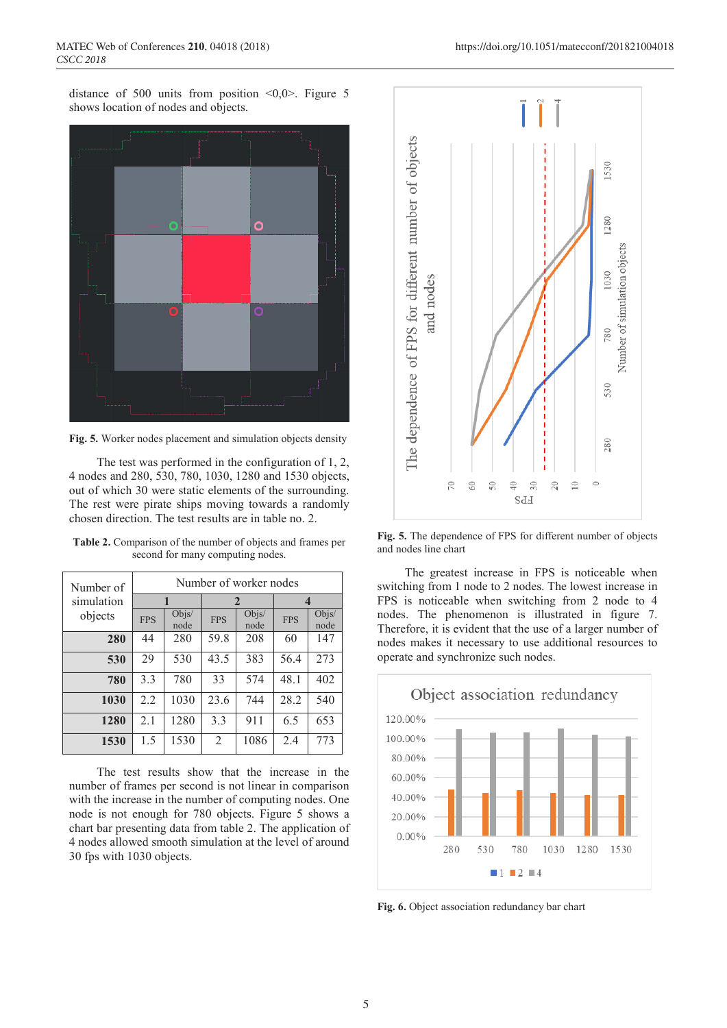distance of 500 units from position <0,0>. Figure 5 shows location of nodes and objects.

**Fig. 5.** Worker nodes placement and simulation objects density

The test was performed in the configuration of 1, 2, 4 nodes and 280, 530, 780, 1030, 1280 and 1530 objects, out of which 30 were static elements of the surrounding. The rest were pirate ships moving towards a randomly chosen direction. The test results are in table no. 2.

**Table 2.** Comparison of the number of objects and frames per second for many computing nodes.

| Number of simulation objects | Number of worker nodes | | | | | |
|---|---|---|---|---|---|---|
| | 1 | | 2 | | 4 | |
| | FPS | Objs/ node | FPS | Objs/ node | FPS | Objs/ node |
| **280** | 44 | 280 | 59.8 | 208 | 60 | 147 |
| **530** | 29 | 530 | 43.5 | 383 | 56.4 | 273 |
| **780** | 3.3 | 780 | 33 | 574 | 48.1 | 402 |
| **1030** | 2.2 | 1030 | 23.6 | 744 | 28.2 | 540 |
| **1280** | 2.1 | 1280 | 3.3 | 911 | 6.5 | 653 |
| **1530** | 1.5 | 1530 | 2 | 1086 | 2.4 | 773 |

The test results show that the increase in the number of frames per second is not linear in comparison with the increase in the number of computing nodes. One node is not enough for 780 objects. Figure 5 shows a chart bar presenting data from table 2. The application of 4 nodes allowed smooth simulation at the level of around 30 fps with 1030 objects.

**Fig. 5.** The dependence of FPS for different number of objects and nodes line chart

The greatest increase in FPS is noticeable when switching from 1 node to 2 nodes. The lowest increase in FPS is noticeable when switching from 2 node to 4 nodes. The phenomenon is illustrated in figure 7. Therefore, it is evident that the use of a larger number of nodes makes it necessary to use additional resources to operate and synchronize such nodes.

**Fig. 6.** Object association redundancy bar chart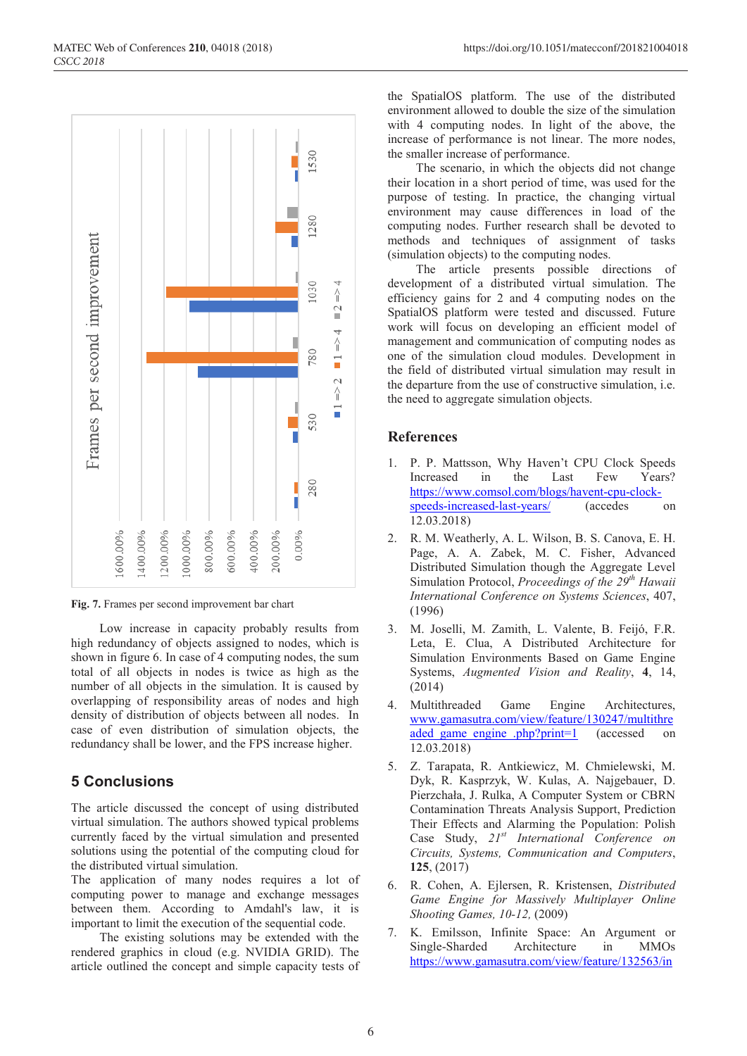Frames per second improvement

1600.00%
1400.00%
1200.00%
1000.00%
800.00%
600.00%
400.00%
200.00%
0.00%

280
530
780
1030
1280
1530

1 => 2
1 => 4
2 => 4

**Fig. 7.** Frames per second improvement bar chart

Low increase in capacity probably results from high redundancy of objects assigned to nodes, which is shown in figure 6. In case of 4 computing nodes, the sum total of all objects in nodes is twice as high as the number of all objects in the simulation. It is caused by overlapping of responsibility areas of nodes and high density of distribution of objects between all nodes. In case of even distribution of simulation objects, the redundancy shall be lower, and the FPS increase higher.

## 5 Conclusions

The article discussed the concept of using distributed virtual simulation. The authors showed typical problems currently faced by the virtual simulation and presented solutions using the potential of the computing cloud for the distributed virtual simulation.

The application of many nodes requires a lot of computing power to manage and exchange messages between them. According to Amdahl's law, it is important to limit the execution of the sequential code.

The existing solutions may be extended with the rendered graphics in cloud (e.g. NVIDIA GRID). The article outlined the concept and simple capacity tests of the SpatialOS platform. The use of the distributed environment allowed to double the size of the simulation with 4 computing nodes. In light of the above, the increase of performance is not linear. The more nodes, the smaller increase of performance.

The scenario, in which the objects did not change their location in a short period of time, was used for the purpose of testing. In practice, the changing virtual environment may cause differences in load of the computing nodes. Further research shall be devoted to methods and techniques of assignment of tasks (simulation objects) to the computing nodes.

The article presents possible directions of development of a distributed virtual simulation. The efficiency gains for 2 and 4 computing nodes on the SpatialOS platform were tested and discussed. Future work will focus on developing an efficient model of management and communication of computing nodes as one of the simulation cloud modules. Development in the field of distributed virtual simulation may result in the departure from the use of constructive simulation, i.e. the need to aggregate simulation objects.

## References

1. P. P. Mattsson, Why Haven't CPU Clock Speeds Increased in the Last Few Years? https://www.comsol.com/blogs/havent-cpu-clock-speeds-increased-last-years/ (accedes on 12.03.2018)
2. R. M. Weatherly, A. L. Wilson, B. S. Canova, E. H. Page, A. A. Zabek, M. C. Fisher, Advanced Distributed Simulation though the Aggregate Level Simulation Protocol, *Proceedings of the 29th Hawaii International Conference on Systems Sciences*, 407, (1996)
3. M. Joselli, M. Zamith, L. Valente, B. Feijó, F.R. Leta, E. Clua, A Distributed Architecture for Simulation Environments Based on Game Engine Systems, *Augmented Vision and Reality*, **4**, 14, (2014)
4. Multithreaded Game Engine Architectures, www.gamasutra.com/view/feature/130247/multithreaded_game_engine_.php?print=1 (accessed on 12.03.2018)
5. Z. Tarapata, R. Antkiewicz, M. Chmielewski, M. Dyk, R. Kasprzyk, W. Kulas, A. Najgebauer, D. Pierzchała, J. Rulka, A Computer System or CBRN Contamination Threats Analysis Support, Prediction Their Effects and Alarming the Population: Polish Case Study, *21st International Conference on Circuits, Systems, Communication and Computers*, **125**, (2017)
6. R. Cohen, A. Ejlersen, R. Kristensen, *Distributed Game Engine for Massively Multiplayer Online Shooting Games, 10-12,* (2009)
7. K. Emilsson, Infinite Space: An Argument or Single-Sharded Architecture in MMOs https://www.gamasutra.com/view/feature/132563/in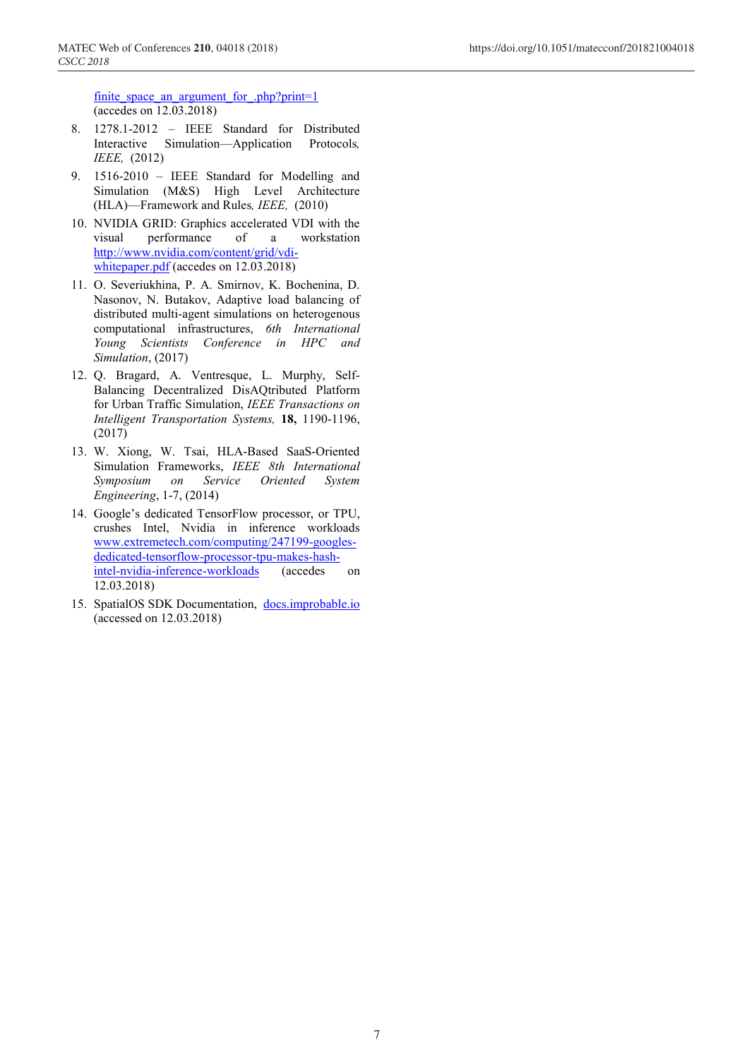finite_space_an_argument_for_.php?print=1 (accedes on 12.03.2018)

8. 1278.1-2012 – IEEE Standard for Distributed Interactive Simulation—Application Protocols, *IEEE,* (2012)
9. 1516-2010 – IEEE Standard for Modelling and Simulation (M&S) High Level Architecture (HLA)—Framework and Rules, *IEEE,* (2010)
10. NVIDIA GRID: Graphics accelerated VDI with the visual performance of a workstation http://www.nvidia.com/content/grid/vdi-whitepaper.pdf (accedes on 12.03.2018)
11. O. Severiukhina, P. A. Smirnov, K. Bochenina, D. Nasonov, N. Butakov, Adaptive load balancing of distributed multi-agent simulations on heterogenous computational infrastructures, *6th International Young Scientists Conference in HPC and Simulation*, (2017)
12. Q. Bragard, A. Ventresque, L. Murphy, Self-Balancing Decentralized DisAQtributed Platform for Urban Traffic Simulation, *IEEE Transactions on Intelligent Transportation Systems,* **18,** 1190-1196, (2017)
13. W. Xiong, W. Tsai, HLA-Based SaaS-Oriented Simulation Frameworks, *IEEE 8th International Symposium on Service Oriented System Engineering*, 1-7, (2014)
14. Google's dedicated TensorFlow processor, or TPU, crushes Intel, Nvidia in inference workloads www.extremetech.com/computing/247199-googles-dedicated-tensorflow-processor-tpu-makes-hash-intel-nvidia-inference-workloads (accedes on 12.03.2018)
15. SpatialOS SDK Documentation, docs.improbable.io (accessed on 12.03.2018)